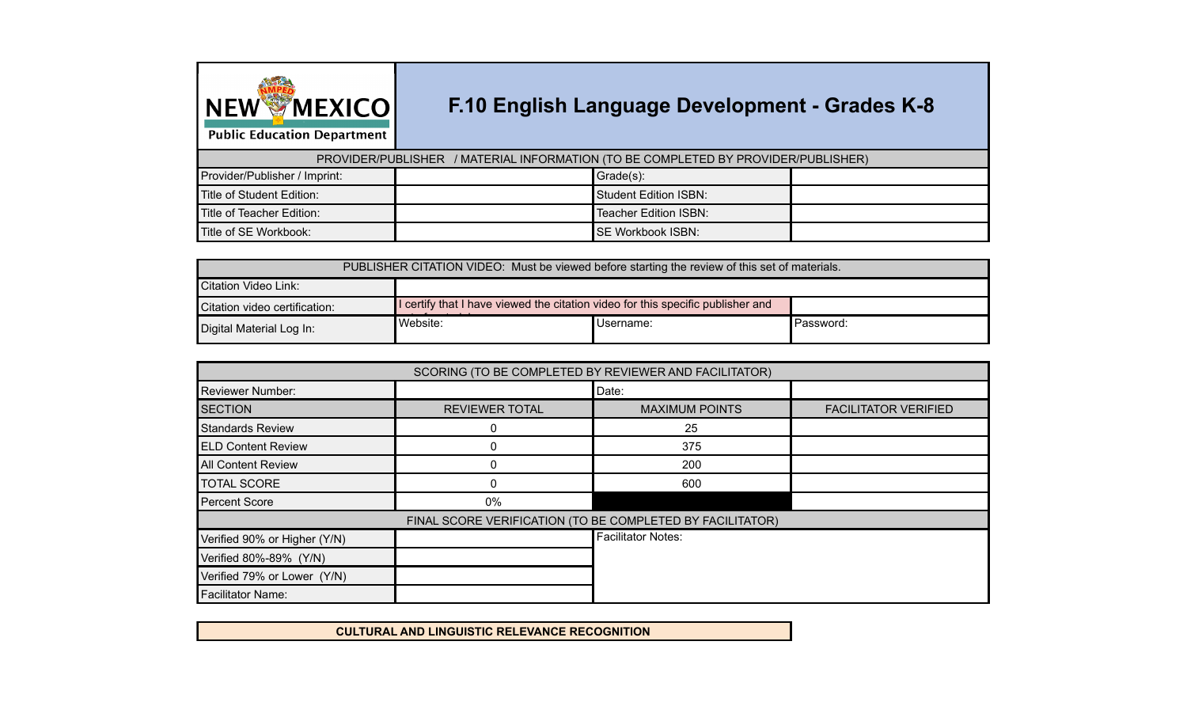# F.10 English Language Development - Grades K-8

NEW MEXICO Public Education Department

| PROVIDER/PUBLISHER / MATERIAL INFORMATION (TO BE COMPLETED BY PROVIDER/PUBLISHER) | | | |
|---|---|---|---|
| Provider/Publisher / Imprint: | | Grade(s): | |
| Title of Student Edition: | | Student Edition ISBN: | |
| Title of Teacher Edition: | | Teacher Edition ISBN: | |
| Title of SE Workbook: | | SE Workbook ISBN: | |

| PUBLISHER CITATION VIDEO: Must be viewed before starting the review of this set of materials. | | | |
|---|---|---|---|
| Citation Video Link: | | | |
| Citation video certification: | I certify that I have viewed the citation video for this specific publisher and | | |
| Digital Material Log In: | Website: | Username: | Password: |

| SCORING (TO BE COMPLETED BY REVIEWER AND FACILITATOR) | | | |
|---|---|---|---|
| Reviewer Number: | | Date: | |
| SECTION | REVIEWER TOTAL | MAXIMUM POINTS | FACILITATOR VERIFIED |
| Standards Review | 0 | 25 | |
| ELD Content Review | 0 | 375 | |
| All Content Review | 0 | 200 | |
| TOTAL SCORE | 0 | 600 | |
| Percent Score | 0% | | |

| FINAL SCORE VERIFICATION (TO BE COMPLETED BY FACILITATOR) | | |
|---|---|---|
| Verified 90% or Higher (Y/N) | | Facilitator Notes: |
| Verified 80%-89% (Y/N) | | |
| Verified 79% or Lower (Y/N) | | |
| Facilitator Name: | | |

**CULTURAL AND LINGUISTIC RELEVANCE RECOGNITION**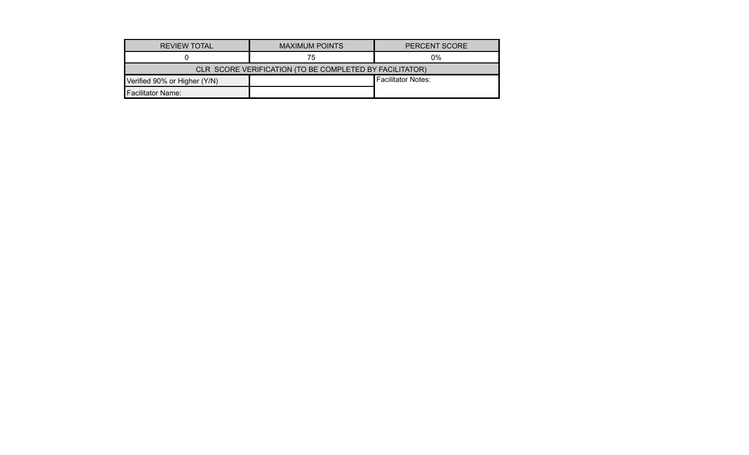| REVIEW TOTAL | MAXIMUM POINTS | PERCENT SCORE |
|---|---|---|
| 0 | 75 | 0% |
| CLR SCORE VERIFICATION (TO BE COMPLETED BY FACILITATOR) | | |
| Verified 90% or Higher (Y/N) | | Facilitator Notes: |
| Facilitator Name: | | |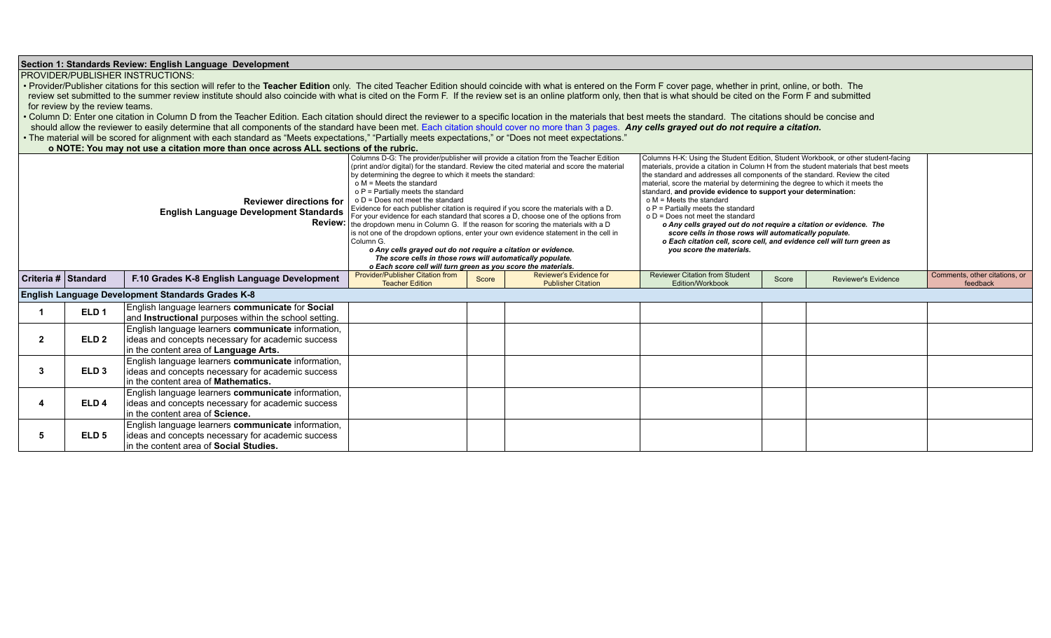## Section 1: Standards Review: English Language Development

PROVIDER/PUBLISHER INSTRUCTIONS:

- Provider/Publisher citations for this section will refer to the **Teacher Edition** only. The cited Teacher Edition should coincide with what is entered on the Form F cover page, whether in print, online, or both. The review set submitted to the summer review institute should also coincide with what is cited on the Form F. If the review set is an online platform only, then that is what should be cited on the Form F and submitted for review by the review teams.
- Column D: Enter one citation in Column D from the Teacher Edition. Each citation should direct the reviewer to a specific location in the materials that best meets the standard. The citations should be concise and should allow the reviewer to easily determine that all components of the standard have been met. Each citation should cover no more than 3 pages. ***Any cells grayed out do not require a citation.***
- The material will be scored for alignment with each standard as "Meets expectations," "Partially meets expectations," or "Does not meet expectations."
  - **o NOTE: You may not use a citation more than once across ALL sections of the rubric.**

| | | **Reviewer directions for English Language Development Standards Review:** | Columns D-G: The provider/publisher will provide a citation from the Teacher Edition (print and/or digital) for the standard. Review the cited material and score the material by determining the degree to which it meets the standard:<br>o M = Meets the standard<br>o P = Partially meets the standard<br>o D = Does not meet the standard<br>Evidence for each publisher citation is required if you score the materials with a D. For your evidence for each standard that scores a D, choose one of the options from the dropdown menu in Column G. If the reason for scoring the materials with a D is not one of the dropdown options, enter your own evidence statement in the cell in Column G.<br>***o Any cells grayed out do not require a citation or evidence. The score cells in those rows will automatically populate.***<br>***o Each score cell will turn green as you score the materials.*** | | | Columns H-K: Using the Student Edition, Student Workbook, or other student-facing materials, provide a citation in Column H from the student materials that best meets the standard and addresses all components of the standard. Review the cited material, score the material by determining the degree to which it meets the standard, **and provide evidence to support your determination:**<br>o M = Meets the standard<br>o P = Partially meets the standard<br>o D = Does not meet the standard<br>***o Any cells grayed out do not require a citation or evidence. The score cells in those rows will automatically populate.***<br>***o Each citation cell, score cell, and evidence cell will turn green as you score the materials.*** | | | |
|---|---|---|---|---|---|---|---|---|---|
| **Criteria #** | **Standard** | **F.10 Grades K-8 English Language Development** | Provider/Publisher Citation from Teacher Edition | Score | Reviewer's Evidence for Publisher Citation | Reviewer Citation from Student Edition/Workbook | Score | Reviewer's Evidence | Comments, other citations, or feedback |
| **English Language Development Standards Grades K-8** | | | | | | | | | |
| **1** | **ELD 1** | English language learners **communicate** for **Social** and **Instructional** purposes within the school setting. | | | | | | | |
| **2** | **ELD 2** | English language learners **communicate** information, ideas and concepts necessary for academic success in the content area of **Language Arts.** | | | | | | | |
| **3** | **ELD 3** | English language learners **communicate** information, ideas and concepts necessary for academic success in the content area of **Mathematics.** | | | | | | | |
| **4** | **ELD 4** | English language learners **communicate** information, ideas and concepts necessary for academic success in the content area of **Science.** | | | | | | | |
| **5** | **ELD 5** | English language learners **communicate** information, ideas and concepts necessary for academic success in the content area of **Social Studies.** | | | | | | | |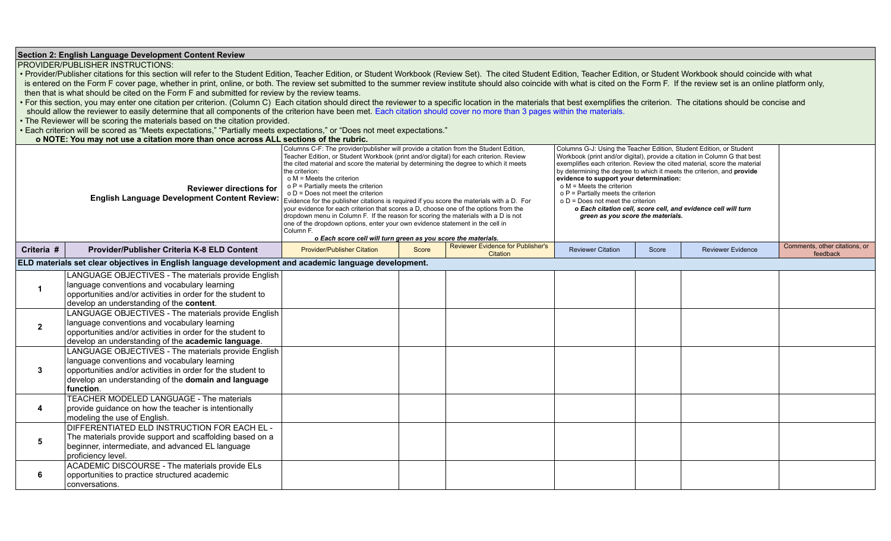## Section 2: English Language Development Content Review

PROVIDER/PUBLISHER INSTRUCTIONS:

- Provider/Publisher citations for this section will refer to the Student Edition, Teacher Edition, or Student Workbook (Review Set). The cited Student Edition, Teacher Edition, or Student Workbook should coincide with what is entered on the Form F cover page, whether in print, online, or both. The review set submitted to the summer review institute should also coincide with what is cited on the Form F. If the review set is an online platform only, then that is what should be cited on the Form F and submitted for review by the review teams.
- For this section, you may enter one citation per criterion. (Column C) Each citation should direct the reviewer to a specific location in the materials that best exemplifies the criterion. The citations should be concise and should allow the reviewer to easily determine that all components of the criterion have been met. Each citation should cover no more than 3 pages within the materials.
- The Reviewer will be scoring the materials based on the citation provided.
- Each criterion will be scored as "Meets expectations," "Partially meets expectations," or "Does not meet expectations."
    - **NOTE: You may not use a citation more than once across ALL sections of the rubric.**

| | **Reviewer directions for English Language Development Content Review:** | Columns C-F: The provider/publisher will provide a citation from the Student Edition, Teacher Edition, or Student Workbook (print and/or digital) for each criterion. Review the cited material and score the material by determining the degree to which it meets the criterion:<br>o M = Meets the criterion<br>o P = Partially meets the criterion<br>o D = Does not meet the criterion<br>Evidence for the publisher citations is required if you score the materials with a D. For your evidence for each criterion that scores a D, choose one of the options from the dropdown menu in Column F. If the reason for scoring the materials with a D is not one of the dropdown options, enter your own evidence statement in the cell in Column F.<br>*o Each score cell will turn green as you score the materials.* | | | Columns G-J: Using the Teacher Edition, Student Edition, or Student Workbook (print and/or digital), provide a citation in Column G that best exemplifies each criterion. Review the cited material, score the material by determining the degree to which it meets the criterion, and **provide evidence to support your determination:**<br>o M = Meets the criterion<br>o P = Partially meets the criterion<br>o D = Does not meet the criterion<br>***o Each citation cell, score cell, and evidence cell will turn green as you score the materials.*** | | | |
|---|---|---|---|---|---|---|---|---|
| **Criteria #** | **Provider/Publisher Criteria K-8 ELD Content** | Provider/Publisher Citation | Score | Reviewer Evidence for Publisher's Citation | Reviewer Citation | Score | Reviewer Evidence | Comments, other citations, or feedback |
| **ELD materials set clear objectives in English language development and academic language development.** | | | | | | | | |
| **1** | LANGUAGE OBJECTIVES - The materials provide English language conventions and vocabulary learning opportunities and/or activities in order for the student to develop an understanding of the **content**. | | | | | | | |
| **2** | LANGUAGE OBJECTIVES - The materials provide English language conventions and vocabulary learning opportunities and/or activities in order for the student to develop an understanding of the **academic language**. | | | | | | | |
| **3** | LANGUAGE OBJECTIVES - The materials provide English language conventions and vocabulary learning opportunities and/or activities in order for the student to develop an understanding of the **domain and language function**. | | | | | | | |
| **4** | TEACHER MODELED LANGUAGE - The materials provide guidance on how the teacher is intentionally modeling the use of English. | | | | | | | |
| **5** | DIFFERENTIATED ELD INSTRUCTION FOR EACH EL - The materials provide support and scaffolding based on a beginner, intermediate, and advanced EL language proficiency level. | | | | | | | |
| **6** | ACADEMIC DISCOURSE - The materials provide ELs opportunities to practice structured academic conversations. | | | | | | | |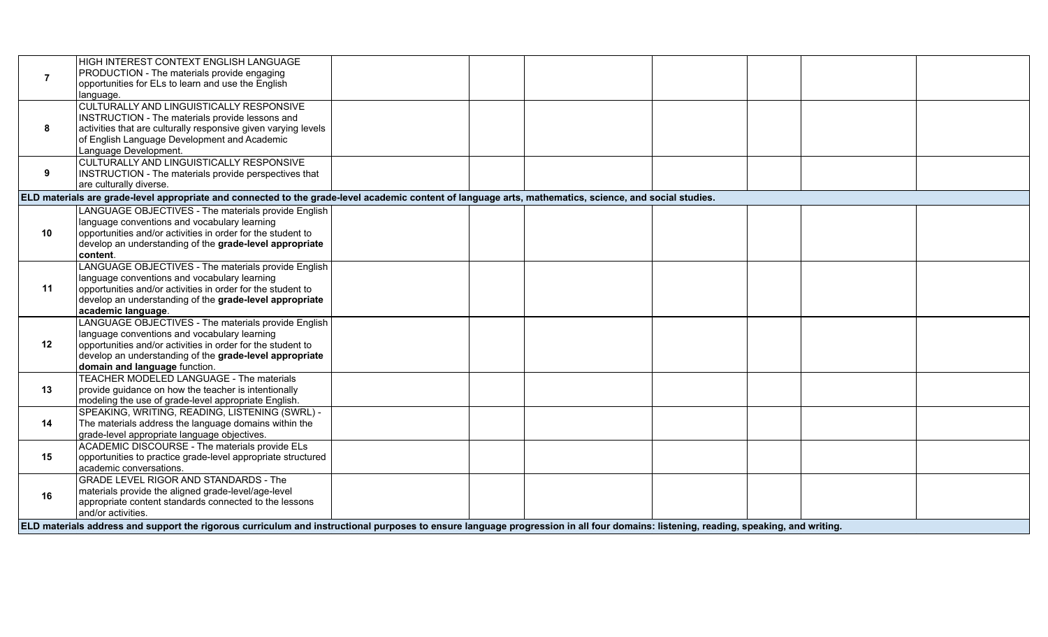| | | | | | | | | |
|---|---|---|---|---|---|---|---|---|
| **7** | HIGH INTEREST CONTEXT ENGLISH LANGUAGE PRODUCTION - The materials provide engaging opportunities for ELs to learn and use the English language. | | | | | | | |
| **8** | CULTURALLY AND LINGUISTICALLY RESPONSIVE INSTRUCTION - The materials provide lessons and activities that are culturally responsive given varying levels of English Language Development and Academic Language Development. | | | | | | | |
| **9** | CULTURALLY AND LINGUISTICALLY RESPONSIVE INSTRUCTION - The materials provide perspectives that are culturally diverse. | | | | | | | |
| **ELD materials are grade-level appropriate and connected to the grade-level academic content of language arts, mathematics, science, and social studies.** | | | | | | | | |
| **10** | LANGUAGE OBJECTIVES - The materials provide English language conventions and vocabulary learning opportunities and/or activities in order for the student to develop an understanding of the **grade-level appropriate content**. | | | | | | | |
| **11** | LANGUAGE OBJECTIVES - The materials provide English language conventions and vocabulary learning opportunities and/or activities in order for the student to develop an understanding of the **grade-level appropriate academic language**. | | | | | | | |
| **12** | LANGUAGE OBJECTIVES - The materials provide English language conventions and vocabulary learning opportunities and/or activities in order for the student to develop an understanding of the **grade-level appropriate domain and language** function. | | | | | | | |
| **13** | TEACHER MODELED LANGUAGE - The materials provide guidance on how the teacher is intentionally modeling the use of grade-level appropriate English. | | | | | | | |
| **14** | SPEAKING, WRITING, READING, LISTENING (SWRL) - The materials address the language domains within the grade-level appropriate language objectives. | | | | | | | |
| **15** | ACADEMIC DISCOURSE - The materials provide ELs opportunities to practice grade-level appropriate structured academic conversations. | | | | | | | |
| **16** | GRADE LEVEL RIGOR AND STANDARDS - The materials provide the aligned grade-level/age-level appropriate content standards connected to the lessons and/or activities. | | | | | | | |
| **ELD materials address and support the rigorous curriculum and instructional purposes to ensure language progression in all four domains: listening, reading, speaking, and writing.** | | | | | | | | |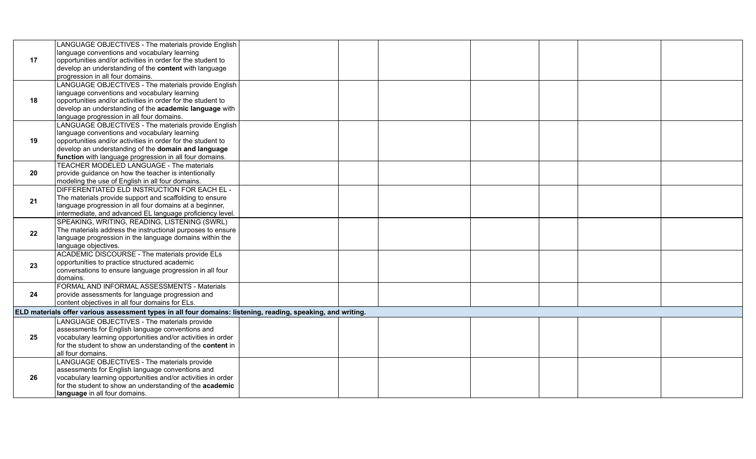| | | | | | | | |
|---|---|---|---|---|---|---|---|
| **17** | LANGUAGE OBJECTIVES - The materials provide English language conventions and vocabulary learning opportunities and/or activities in order for the student to develop an understanding of the **content** with language progression in all four domains. | | | | | | |
| **18** | LANGUAGE OBJECTIVES - The materials provide English language conventions and vocabulary learning opportunities and/or activities in order for the student to develop an understanding of the **academic language** with language progression in all four domains. | | | | | | |
| **19** | LANGUAGE OBJECTIVES - The materials provide English language conventions and vocabulary learning opportunities and/or activities in order for the student to develop an understanding of the **domain and language function** with language progression in all four domains. | | | | | | |
| **20** | TEACHER MODELED LANGUAGE - The materials provide guidance on how the teacher is intentionally modeling the use of English in all four domains. | | | | | | |
| **21** | DIFFERENTIATED ELD INSTRUCTION FOR EACH EL - The materials provide support and scaffolding to ensure language progression in all four domains at a beginner, intermediate, and advanced EL language proficiency level. | | | | | | |
| **22** | SPEAKING, WRITING, READING, LISTENING (SWRL) The materials address the instructional purposes to ensure language progression in the language domains within the language objectives. | | | | | | |
| **23** | ACADEMIC DISCOURSE - The materials provide ELs opportunities to practice structured academic conversations to ensure language progression in all four domains. | | | | | | |
| **24** | FORMAL AND INFORMAL ASSESSMENTS - Materials provide assessments for language progression and content objectives in all four domains for ELs. | | | | | | |
| **ELD materials offer various assessment types in all four domains: listening, reading, speaking, and writing.** | | | | | | | |
| **25** | LANGUAGE OBJECTIVES - The materials provide assessments for English language conventions and vocabulary learning opportunities and/or activities in order for the student to show an understanding of the **content** in all four domains. | | | | | | |
| **26** | LANGUAGE OBJECTIVES - The materials provide assessments for English language conventions and vocabulary learning opportunities and/or activities in order for the student to show an understanding of the **academic language** in all four domains. | | | | | | |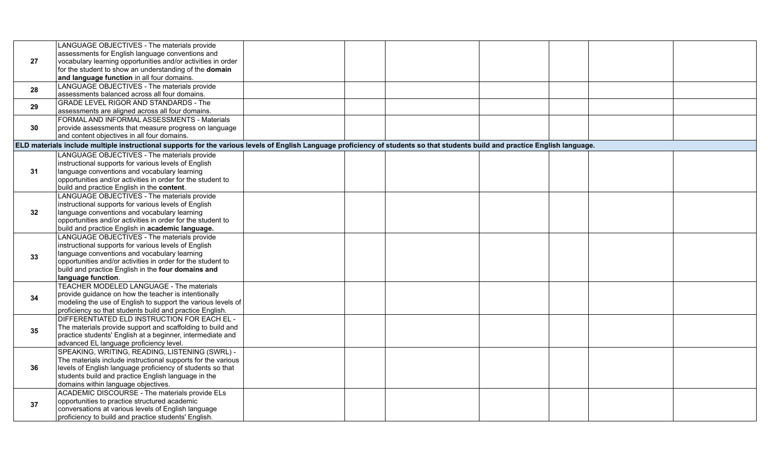| | | | | | | | | |
|---|---|---|---|---|---|---|---|---|
| 27 | LANGUAGE OBJECTIVES - The materials provide assessments for English language conventions and vocabulary learning opportunities and/or activities in order for the student to show an understanding of the **domain and language function** in all four domains. | | | | | | | |
| 28 | LANGUAGE OBJECTIVES - The materials provide assessments balanced across all four domains. | | | | | | | |
| 29 | GRADE LEVEL RIGOR AND STANDARDS - The assessments are aligned across all four domains. | | | | | | | |
| 30 | FORMAL AND INFORMAL ASSESSMENTS - Materials provide assessments that measure progress on language and content objectives in all four domains. | | | | | | | |
| **ELD materials include multiple instructional supports for the various levels of English Language proficiency of students so that students build and practice English language.** | | | | | | | | |
| 31 | LANGUAGE OBJECTIVES - The materials provide instructional supports for various levels of English language conventions and vocabulary learning opportunities and/or activities in order for the student to build and practice English in the **content**. | | | | | | | |
| 32 | LANGUAGE OBJECTIVES - The materials provide instructional supports for various levels of English language conventions and vocabulary learning opportunities and/or activities in order for the student to build and practice English in **academic language.** | | | | | | | |
| 33 | LANGUAGE OBJECTIVES - The materials provide instructional supports for various levels of English language conventions and vocabulary learning opportunities and/or activities in order for the student to build and practice English in the **four domains and language function**. | | | | | | | |
| 34 | TEACHER MODELED LANGUAGE - The materials provide guidance on how the teacher is intentionally modeling the use of English to support the various levels of proficiency so that students build and practice English. | | | | | | | |
| 35 | DIFFERENTIATED ELD INSTRUCTION FOR EACH EL - The materials provide support and scaffolding to build and practice students' English at a beginner, intermediate and advanced EL language proficiency level. | | | | | | | |
| 36 | SPEAKING, WRITING, READING, LISTENING (SWRL) - The materials include instructional supports for the various levels of English language proficiency of students so that students build and practice English language in the domains within language objectives. | | | | | | | |
| 37 | ACADEMIC DISCOURSE - The materials provide ELs opportunities to practice structured academic conversations at various levels of English language proficiency to build and practice students' English. | | | | | | | |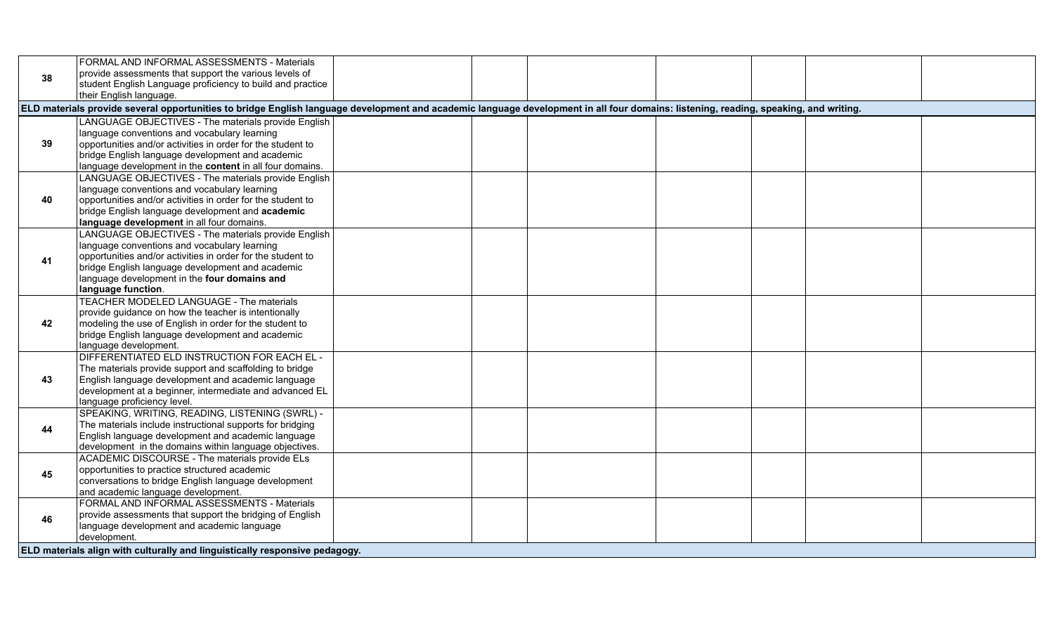| | | | | | | | |
|---|---|---|---|---|---|---|---|
| 38 | FORMAL AND INFORMAL ASSESSMENTS - Materials provide assessments that support the various levels of student English Language proficiency to build and practice their English language. | | | | | | |
| **ELD materials provide several opportunities to bridge English language development and academic language development in all four domains: listening, reading, speaking, and writing.** | | | | | | | |
| 39 | LANGUAGE OBJECTIVES - The materials provide English language conventions and vocabulary learning opportunities and/or activities in order for the student to bridge English language development and academic language development in the **content** in all four domains. | | | | | | |
| 40 | LANGUAGE OBJECTIVES - The materials provide English language conventions and vocabulary learning opportunities and/or activities in order for the student to bridge English language development and **academic language development** in all four domains. | | | | | | |
| 41 | LANGUAGE OBJECTIVES - The materials provide English language conventions and vocabulary learning opportunities and/or activities in order for the student to bridge English language development and academic language development in the **four domains and language function**. | | | | | | |
| 42 | TEACHER MODELED LANGUAGE - The materials provide guidance on how the teacher is intentionally modeling the use of English in order for the student to bridge English language development and academic language development. | | | | | | |
| 43 | DIFFERENTIATED ELD INSTRUCTION FOR EACH EL - The materials provide support and scaffolding to bridge English language development and academic language development at a beginner, intermediate and advanced EL language proficiency level. | | | | | | |
| 44 | SPEAKING, WRITING, READING, LISTENING (SWRL) - The materials include instructional supports for bridging English language development and academic language development in the domains within language objectives. | | | | | | |
| 45 | ACADEMIC DISCOURSE - The materials provide ELs opportunities to practice structured academic conversations to bridge English language development and academic language development. | | | | | | |
| 46 | FORMAL AND INFORMAL ASSESSMENTS - Materials provide assessments that support the bridging of English language development and academic language development. | | | | | | |
| **ELD materials align with culturally and linguistically responsive pedagogy.** | | | | | | | |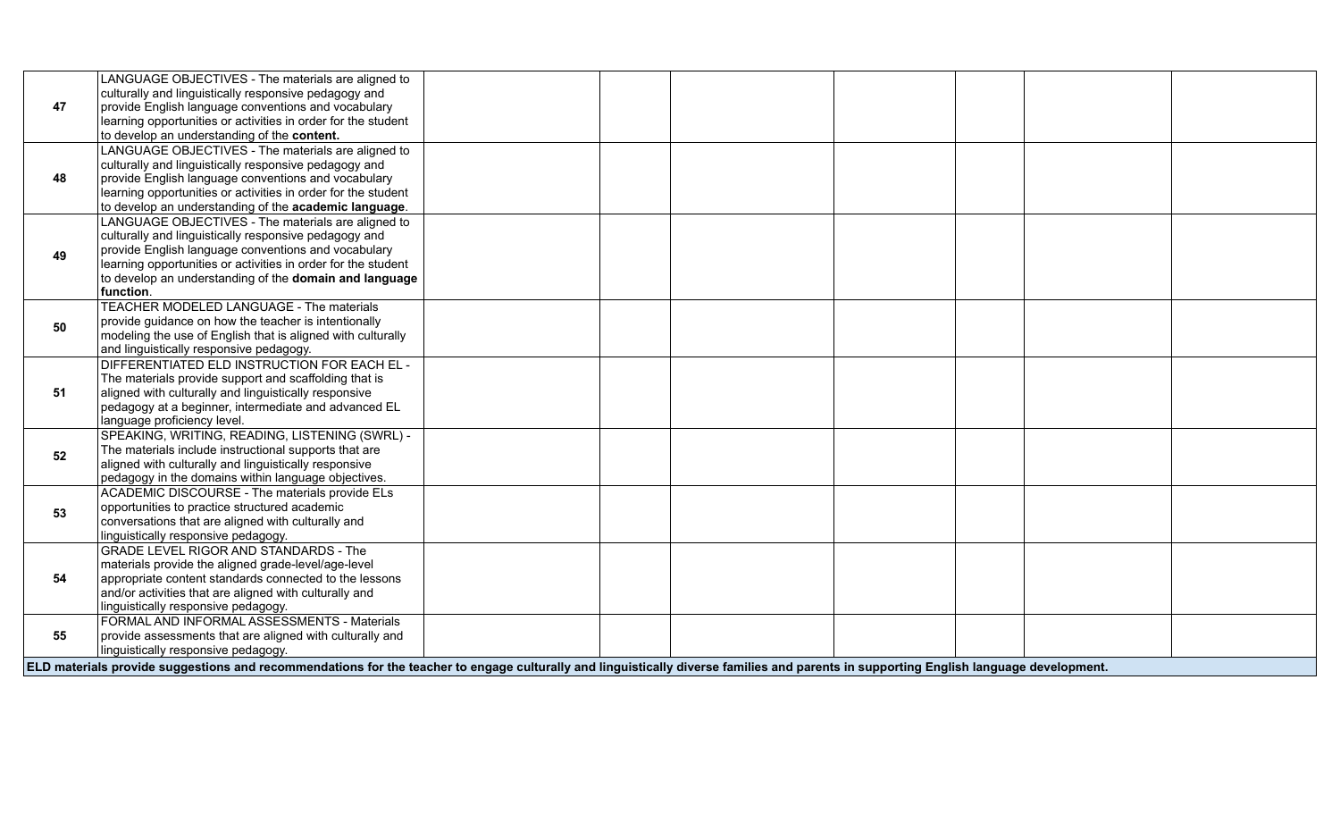| | | | | | | | | |
|---|---|---|---|---|---|---|---|---|
| **47** | LANGUAGE OBJECTIVES - The materials are aligned to culturally and linguistically responsive pedagogy and provide English language conventions and vocabulary learning opportunities or activities in order for the student to develop an understanding of the **content.** | | | | | | | |
| **48** | LANGUAGE OBJECTIVES - The materials are aligned to culturally and linguistically responsive pedagogy and provide English language conventions and vocabulary learning opportunities or activities in order for the student to develop an understanding of the **academic language**. | | | | | | | |
| **49** | LANGUAGE OBJECTIVES - The materials are aligned to culturally and linguistically responsive pedagogy and provide English language conventions and vocabulary learning opportunities or activities in order for the student to develop an understanding of the **domain and language function**. | | | | | | | |
| **50** | TEACHER MODELED LANGUAGE - The materials provide guidance on how the teacher is intentionally modeling the use of English that is aligned with culturally and linguistically responsive pedagogy. | | | | | | | |
| **51** | DIFFERENTIATED ELD INSTRUCTION FOR EACH EL - The materials provide support and scaffolding that is aligned with culturally and linguistically responsive pedagogy at a beginner, intermediate and advanced EL language proficiency level. | | | | | | | |
| **52** | SPEAKING, WRITING, READING, LISTENING (SWRL) - The materials include instructional supports that are aligned with culturally and linguistically responsive pedagogy in the domains within language objectives. | | | | | | | |
| **53** | ACADEMIC DISCOURSE - The materials provide ELs opportunities to practice structured academic conversations that are aligned with culturally and linguistically responsive pedagogy. | | | | | | | |
| **54** | GRADE LEVEL RIGOR AND STANDARDS - The materials provide the aligned grade-level/age-level appropriate content standards connected to the lessons and/or activities that are aligned with culturally and linguistically responsive pedagogy. | | | | | | | |
| **55** | FORMAL AND INFORMAL ASSESSMENTS - Materials provide assessments that are aligned with culturally and linguistically responsive pedagogy. | | | | | | | |
| **ELD materials provide suggestions and recommendations for the teacher to engage culturally and linguistically diverse families and parents in supporting English language development.** | | | | | | | | |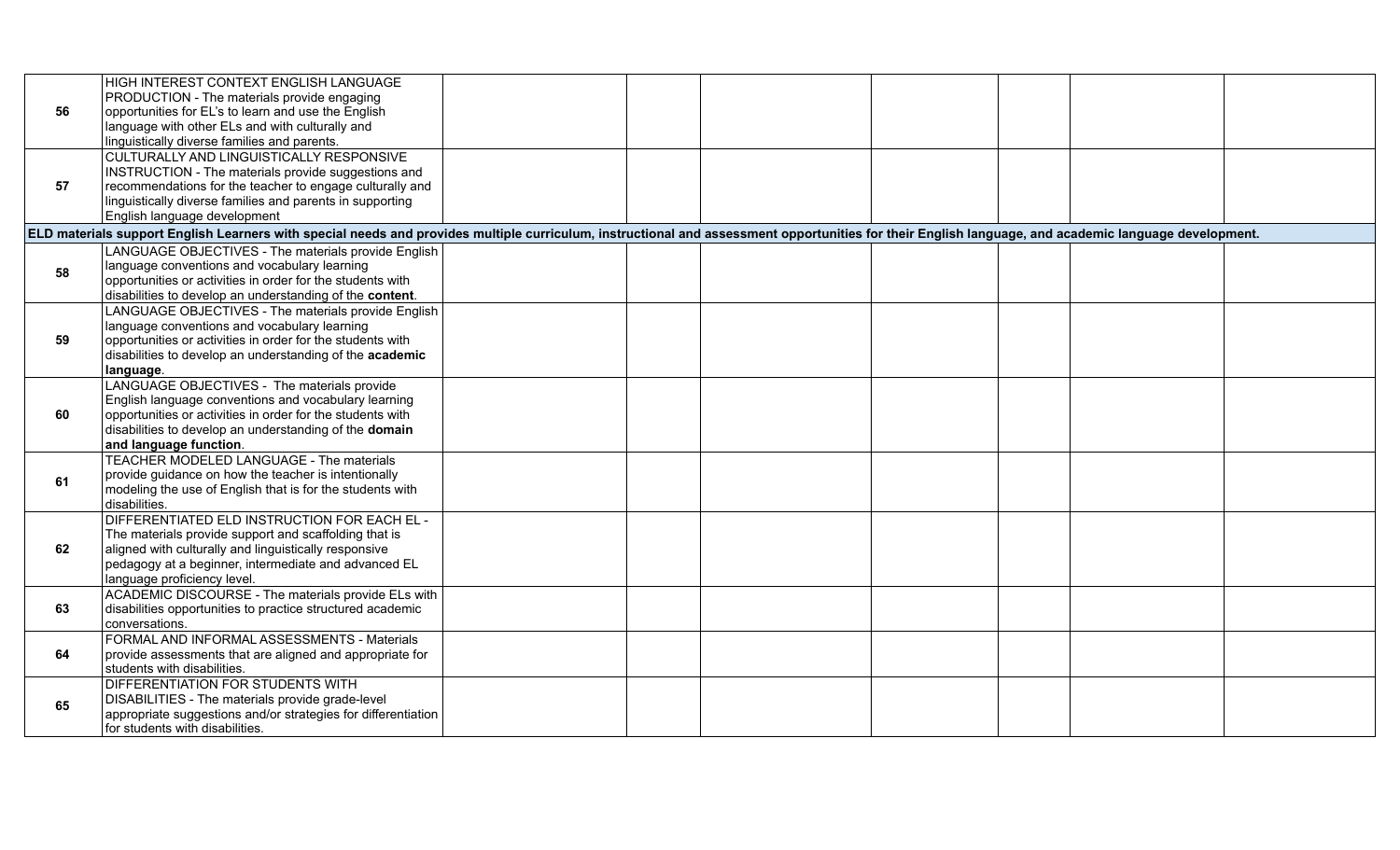| | | | | | | | | |
|---|---|---|---|---|---|---|---|---|
| **56** | HIGH INTEREST CONTEXT ENGLISH LANGUAGE PRODUCTION - The materials provide engaging opportunities for EL's to learn and use the English language with other ELs and with culturally and linguistically diverse families and parents. | | | | | | | |
| **57** | CULTURALLY AND LINGUISTICALLY RESPONSIVE INSTRUCTION - The materials provide suggestions and recommendations for the teacher to engage culturally and linguistically diverse families and parents in supporting English language development | | | | | | | |
| **ELD materials support English Learners with special needs and provides multiple curriculum, instructional and assessment opportunities for their English language, and academic language development.** | | | | | | | | |
| **58** | LANGUAGE OBJECTIVES - The materials provide English language conventions and vocabulary learning opportunities or activities in order for the students with disabilities to develop an understanding of the **content**. | | | | | | | |
| **59** | LANGUAGE OBJECTIVES - The materials provide English language conventions and vocabulary learning opportunities or activities in order for the students with disabilities to develop an understanding of the **academic language**. | | | | | | | |
| **60** | LANGUAGE OBJECTIVES - The materials provide English language conventions and vocabulary learning opportunities or activities in order for the students with disabilities to develop an understanding of the **domain and language function**. | | | | | | | |
| **61** | TEACHER MODELED LANGUAGE - The materials provide guidance on how the teacher is intentionally modeling the use of English that is for the students with disabilities. | | | | | | | |
| **62** | DIFFERENTIATED ELD INSTRUCTION FOR EACH EL - The materials provide support and scaffolding that is aligned with culturally and linguistically responsive pedagogy at a beginner, intermediate and advanced EL language proficiency level. | | | | | | | |
| **63** | ACADEMIC DISCOURSE - The materials provide ELs with disabilities opportunities to practice structured academic conversations. | | | | | | | |
| **64** | FORMAL AND INFORMAL ASSESSMENTS - Materials provide assessments that are aligned and appropriate for students with disabilities. | | | | | | | |
| **65** | DIFFERENTIATION FOR STUDENTS WITH DISABILITIES - The materials provide grade-level appropriate suggestions and/or strategies for differentiation for students with disabilities. | | | | | | | |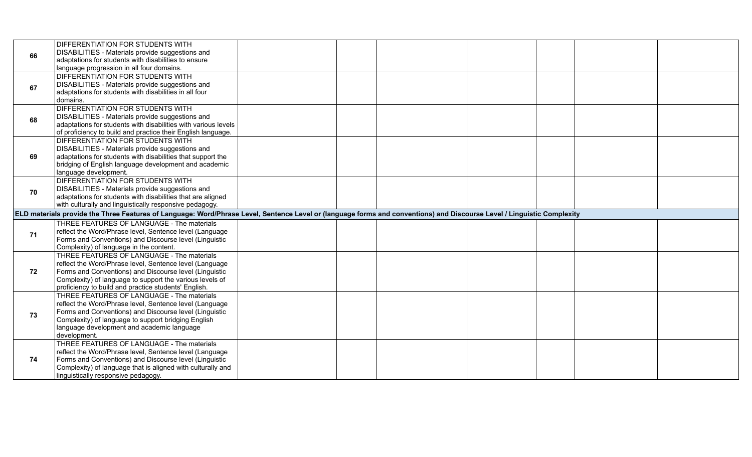| | | | | | | | | |
|---|---|---|---|---|---|---|---|---|
| 66 | DIFFERENTIATION FOR STUDENTS WITH DISABILITIES - Materials provide suggestions and adaptations for students with disabilities to ensure language progression in all four domains. | | | | | | | |
| 67 | DIFFERENTIATION FOR STUDENTS WITH DISABILITIES - Materials provide suggestions and adaptations for students with disabilities in all four domains. | | | | | | | |
| 68 | DIFFERENTIATION FOR STUDENTS WITH DISABILITIES - Materials provide suggestions and adaptations for students with disabilities with various levels of proficiency to build and practice their English language. | | | | | | | |
| 69 | DIFFERENTIATION FOR STUDENTS WITH DISABILITIES - Materials provide suggestions and adaptations for students with disabilities that support the bridging of English language development and academic language development. | | | | | | | |
| 70 | DIFFERENTIATION FOR STUDENTS WITH DISABILITIES - Materials provide suggestions and adaptations for students with disabilities that are aligned with culturally and linguistically responsive pedagogy. | | | | | | | |
| **ELD materials provide the Three Features of Language: Word/Phrase Level, Sentence Level or (language forms and conventions) and Discourse Level / Linguistic Complexity** | | | | | | | | |
| 71 | THREE FEATURES OF LANGUAGE - The materials reflect the Word/Phrase level, Sentence level (Language Forms and Conventions) and Discourse level (Linguistic Complexity) of language in the content. | | | | | | | |
| 72 | THREE FEATURES OF LANGUAGE - The materials reflect the Word/Phrase level, Sentence level (Language Forms and Conventions) and Discourse level (Linguistic Complexity) of language to support the various levels of proficiency to build and practice students' English. | | | | | | | |
| 73 | THREE FEATURES OF LANGUAGE - The materials reflect the Word/Phrase level, Sentence level (Language Forms and Conventions) and Discourse level (Linguistic Complexity) of language to support bridging English language development and academic language development. | | | | | | | |
| 74 | THREE FEATURES OF LANGUAGE - The materials reflect the Word/Phrase level, Sentence level (Language Forms and Conventions) and Discourse level (Linguistic Complexity) of language that is aligned with culturally and linguistically responsive pedagogy. | | | | | | | |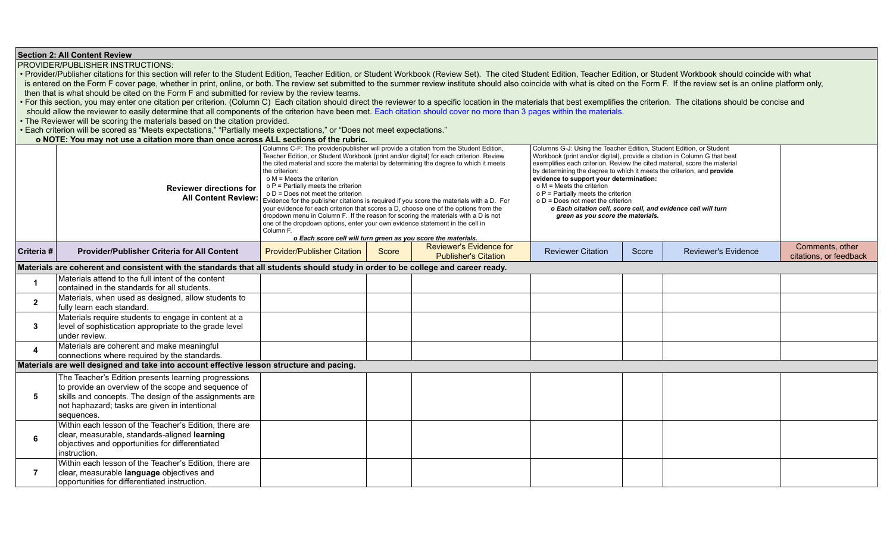## Section 2: All Content Review

PROVIDER/PUBLISHER INSTRUCTIONS:

- Provider/Publisher citations for this section will refer to the Student Edition, Teacher Edition, or Student Workbook (Review Set). The cited Student Edition, Teacher Edition, or Student Workbook should coincide with what is entered on the Form F cover page, whether in print, online, or both. The review set submitted to the summer review institute should also coincide with what is cited on the Form F. If the review set is an online platform only, then that is what should be cited on the Form F and submitted for review by the review teams.
- For this section, you may enter one citation per criterion. (Column C) Each citation should direct the reviewer to a specific location in the materials that best exemplifies the criterion. The citations should be concise and should allow the reviewer to easily determine that all components of the criterion have been met. Each citation should cover no more than 3 pages within the materials.
- The Reviewer will be scoring the materials based on the citation provided.
- Each criterion will be scored as "Meets expectations," "Partially meets expectations," or "Does not meet expectations."
  - **o NOTE: You may not use a citation more than once across ALL sections of the rubric.**

| | **Reviewer directions for All Content Review:** | Columns C-F: The provider/publisher will provide a citation from the Student Edition, Teacher Edition, or Student Workbook (print and/or digital) for each criterion. Review the cited material and score the material by determining the degree to which it meets the criterion:<br>o M = Meets the criterion<br>o P = Partially meets the criterion<br>o D = Does not meet the criterion<br>Evidence for the publisher citations is required if you score the materials with a D. For your evidence for each criterion that scores a D, choose one of the options from the dropdown menu in Column F. If the reason for scoring the materials with a D is not one of the dropdown options, enter your own evidence statement in the cell in Column F.<br>***o Each score cell will turn green as you score the materials.*** | | | Columns G-J: Using the Teacher Edition, Student Edition, or Student Workbook (print and/or digital), provide a citation in Column G that best exemplifies each criterion. Review the cited material, score the material by determining the degree to which it meets the criterion, and **provide evidence to support your determination:**<br>o M = Meets the criterion<br>o P = Partially meets the criterion<br>o D = Does not meet the criterion<br>***o Each citation cell, score cell, and evidence cell will turn green as you score the materials.*** | | | |
|---|---|---|---|---|---|---|---|---|
| **Criteria #** | **Provider/Publisher Criteria for All Content** | Provider/Publisher Citation | Score | Reviewer's Evidence for Publisher's Citation | Reviewer Citation | Score | Reviewer's Evidence | Comments, other citations, or feedback |
| **Materials are coherent and consistent with the standards that all students should study in order to be college and career ready.** | | | | | | | | |
| **1** | Materials attend to the full intent of the content contained in the standards for all students. | | | | | | | |
| **2** | Materials, when used as designed, allow students to fully learn each standard. | | | | | | | |
| **3** | Materials require students to engage in content at a level of sophistication appropriate to the grade level under review. | | | | | | | |
| **4** | Materials are coherent and make meaningful connections where required by the standards. | | | | | | | |
| **Materials are well designed and take into account effective lesson structure and pacing.** | | | | | | | | |
| **5** | The Teacher's Edition presents learning progressions to provide an overview of the scope and sequence of skills and concepts. The design of the assignments are not haphazard; tasks are given in intentional sequences. | | | | | | | |
| **6** | Within each lesson of the Teacher's Edition, there are clear, measurable, standards-aligned **learning** objectives and opportunities for differentiated instruction. | | | | | | | |
| **7** | Within each lesson of the Teacher's Edition, there are clear, measurable **language** objectives and opportunities for differentiated instruction. | | | | | | | |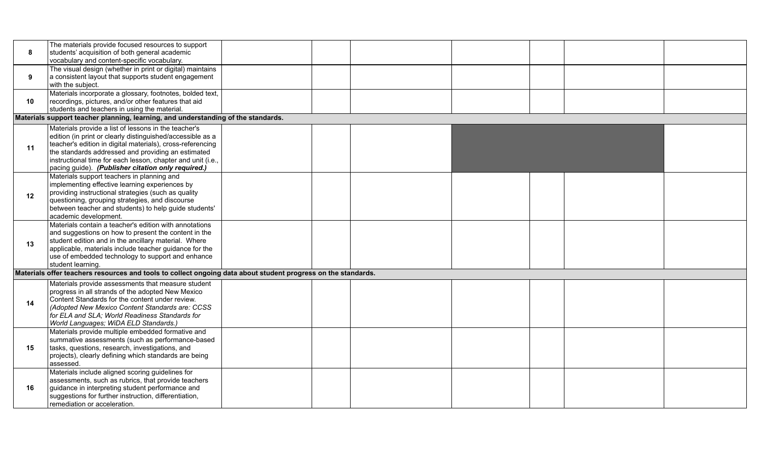| | | | | | | | | |
|---|---|---|---|---|---|---|---|---|
| 8 | The materials provide focused resources to support students' acquisition of both general academic vocabulary and content-specific vocabulary. | | | | | | | |
| 9 | The visual design (whether in print or digital) maintains a consistent layout that supports student engagement with the subject. | | | | | | | |
| 10 | Materials incorporate a glossary, footnotes, bolded text, recordings, pictures, and/or other features that aid students and teachers in using the material. | | | | | | | |
| **Materials support teacher planning, learning, and understanding of the standards.** | | | | | | | | |
| 11 | Materials provide a list of lessons in the teacher's edition (in print or clearly distinguished/accessible as a teacher's edition in digital materials), cross-referencing the standards addressed and providing an estimated instructional time for each lesson, chapter and unit (i.e., pacing guide). ***(Publisher citation only required.)*** | | | | | | | |
| 12 | Materials support teachers in planning and implementing effective learning experiences by providing instructional strategies (such as quality questioning, grouping strategies, and discourse between teacher and students) to help guide students' academic development. | | | | | | | |
| 13 | Materials contain a teacher's edition with annotations and suggestions on how to present the content in the student edition and in the ancillary material. Where applicable, materials include teacher guidance for the use of embedded technology to support and enhance student learning. | | | | | | | |
| **Materials offer teachers resources and tools to collect ongoing data about student progress on the standards.** | | | | | | | | |
| 14 | Materials provide assessments that measure student progress in all strands of the adopted New Mexico Content Standards for the content under review. *(Adopted New Mexico Content Standards are: CCSS for ELA and SLA; World Readiness Standards for World Languages; WiDA ELD Standards.)* | | | | | | | |
| 15 | Materials provide multiple embedded formative and summative assessments (such as performance-based tasks, questions, research, investigations, and projects), clearly defining which standards are being assessed. | | | | | | | |
| 16 | Materials include aligned scoring guidelines for assessments, such as rubrics, that provide teachers guidance in interpreting student performance and suggestions for further instruction, differentiation, remediation or acceleration. | | | | | | | |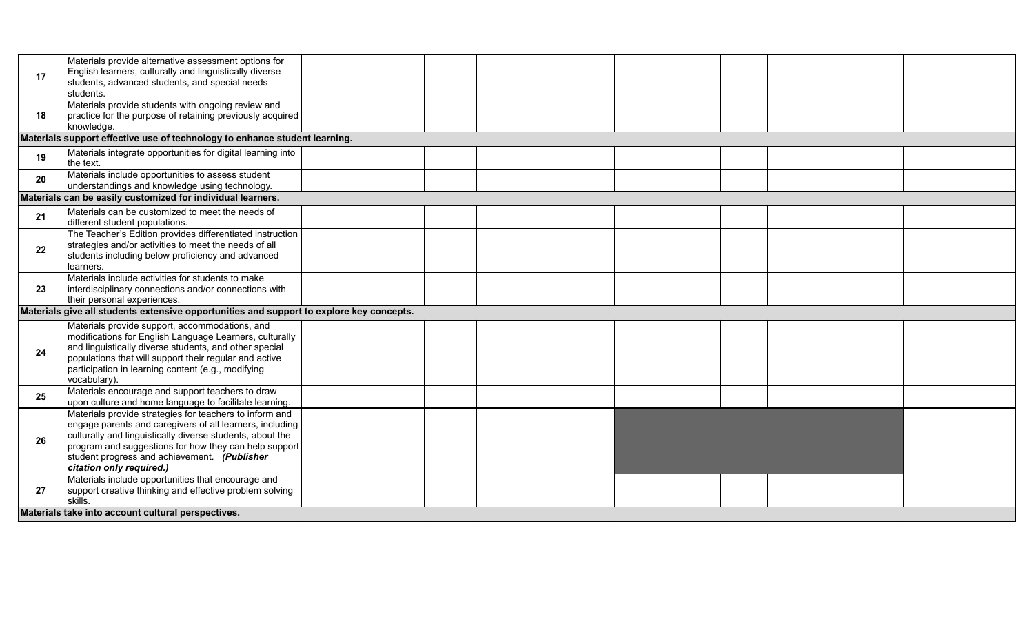| | | | | | | | | |
|---|---|---|---|---|---|---|---|---|
| 17 | Materials provide alternative assessment options for English learners, culturally and linguistically diverse students, advanced students, and special needs students. | | | | | | | |
| 18 | Materials provide students with ongoing review and practice for the purpose of retaining previously acquired knowledge. | | | | | | | |
| **Materials support effective use of technology to enhance student learning.** | | | | | | | | |
| 19 | Materials integrate opportunities for digital learning into the text. | | | | | | | |
| 20 | Materials include opportunities to assess student understandings and knowledge using technology. | | | | | | | |
| **Materials can be easily customized for individual learners.** | | | | | | | | |
| 21 | Materials can be customized to meet the needs of different student populations. | | | | | | | |
| 22 | The Teacher's Edition provides differentiated instruction strategies and/or activities to meet the needs of all students including below proficiency and advanced learners. | | | | | | | |
| 23 | Materials include activities for students to make interdisciplinary connections and/or connections with their personal experiences. | | | | | | | |
| **Materials give all students extensive opportunities and support to explore key concepts.** | | | | | | | | |
| 24 | Materials provide support, accommodations, and modifications for English Language Learners, culturally and linguistically diverse students, and other special populations that will support their regular and active participation in learning content (e.g., modifying vocabulary). | | | | | | | |
| 25 | Materials encourage and support teachers to draw upon culture and home language to facilitate learning. | | | | | | | |
| 26 | Materials provide strategies for teachers to inform and engage parents and caregivers of all learners, including culturally and linguistically diverse students, about the program and suggestions for how they can help support student progress and achievement. ***(Publisher citation only required.)*** | | | | | | | |
| 27 | Materials include opportunities that encourage and support creative thinking and effective problem solving skills. | | | | | | | |
| **Materials take into account cultural perspectives.** | | | | | | | | |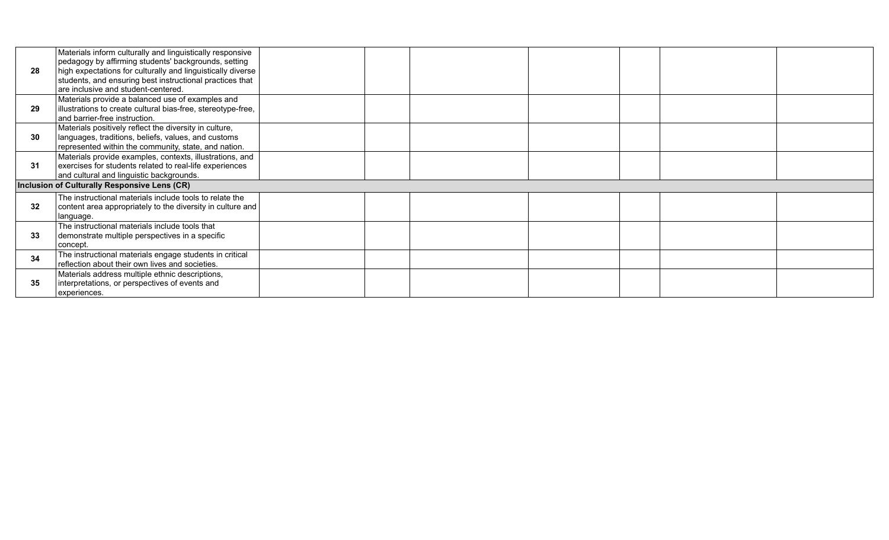| | | | | | | | | |
|---|---|---|---|---|---|---|---|---|
| **28** | Materials inform culturally and linguistically responsive pedagogy by affirming students' backgrounds, setting high expectations for culturally and linguistically diverse students, and ensuring best instructional practices that are inclusive and student-centered. | | | | | | | |
| **29** | Materials provide a balanced use of examples and illustrations to create cultural bias-free, stereotype-free, and barrier-free instruction. | | | | | | | |
| **30** | Materials positively reflect the diversity in culture, languages, traditions, beliefs, values, and customs represented within the community, state, and nation. | | | | | | | |
| **31** | Materials provide examples, contexts, illustrations, and exercises for students related to real-life experiences and cultural and linguistic backgrounds. | | | | | | | |
| **Inclusion of Culturally Responsive Lens (CR)** | | | | | | | | |
| **32** | The instructional materials include tools to relate the content area appropriately to the diversity in culture and language. | | | | | | | |
| **33** | The instructional materials include tools that demonstrate multiple perspectives in a specific concept. | | | | | | | |
| **34** | The instructional materials engage students in critical reflection about their own lives and societies. | | | | | | | |
| **35** | Materials address multiple ethnic descriptions, interpretations, or perspectives of events and experiences. | | | | | | | |